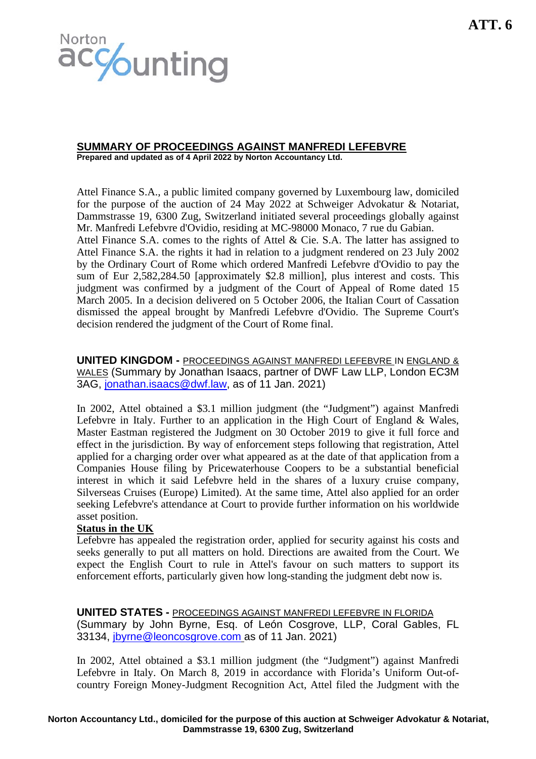ATT. 6

Norton accounting

## SUMMARY OF PROCEEDINGS AGAINST MANFREDI LEFEBVRE

**Prepared and updated as of 4 April 2022 by Norton Accountancy Ltd.**

Attel Finance S.A., a public limited company governed by Luxembourg law, domiciled for the purpose of the auction of 24 May 2022 at Schweiger Advokatur & Notariat, Dammstrasse 19, 6300 Zug, Switzerland initiated several proceedings globally against Mr. Manfredi Lefebvre d'Ovidio, residing at MC-98000 Monaco, 7 rue du Gabian.
Attel Finance S.A. comes to the rights of Attel & Cie. S.A. The latter has assigned to Attel Finance S.A. the rights it had in relation to a judgment rendered on 23 July 2002 by the Ordinary Court of Rome which ordered Manfredi Lefebvre d'Ovidio to pay the sum of Eur 2,582,284.50 [approximately $2.8 million], plus interest and costs. This judgment was confirmed by a judgment of the Court of Appeal of Rome dated 15 March 2005. In a decision delivered on 5 October 2006, the Italian Court of Cassation dismissed the appeal brought by Manfredi Lefebvre d'Ovidio. The Supreme Court's decision rendered the judgment of the Court of Rome final.

**UNITED KINGDOM -** PROCEEDINGS AGAINST MANFREDI LEFEBVRE IN ENGLAND & WALES (Summary by Jonathan Isaacs, partner of DWF Law LLP, London EC3M 3AG, jonathan.isaacs@dwf.law, as of 11 Jan. 2021)

In 2002, Attel obtained a $3.1 million judgment (the "Judgment") against Manfredi Lefebvre in Italy. Further to an application in the High Court of England & Wales, Master Eastman registered the Judgment on 30 October 2019 to give it full force and effect in the jurisdiction. By way of enforcement steps following that registration, Attel applied for a charging order over what appeared as at the date of that application from a Companies House filing by Pricewaterhouse Coopers to be a substantial beneficial interest in which it said Lefebvre held in the shares of a luxury cruise company, Silverseas Cruises (Europe) Limited). At the same time, Attel also applied for an order seeking Lefebvre's attendance at Court to provide further information on his worldwide asset position.

**Status in the UK**

Lefebvre has appealed the registration order, applied for security against his costs and seeks generally to put all matters on hold. Directions are awaited from the Court. We expect the English Court to rule in Attel's favour on such matters to support its enforcement efforts, particularly given how long-standing the judgment debt now is.

**UNITED STATES -** PROCEEDINGS AGAINST MANFREDI LEFEBVRE IN FLORIDA (Summary by John Byrne, Esq. of León Cosgrove, LLP, Coral Gables, FL 33134, jbyrne@leoncosgrove.com as of 11 Jan. 2021)

In 2002, Attel obtained a $3.1 million judgment (the "Judgment") against Manfredi Lefebvre in Italy. On March 8, 2019 in accordance with Florida's Uniform Out-of-country Foreign Money-Judgment Recognition Act, Attel filed the Judgment with the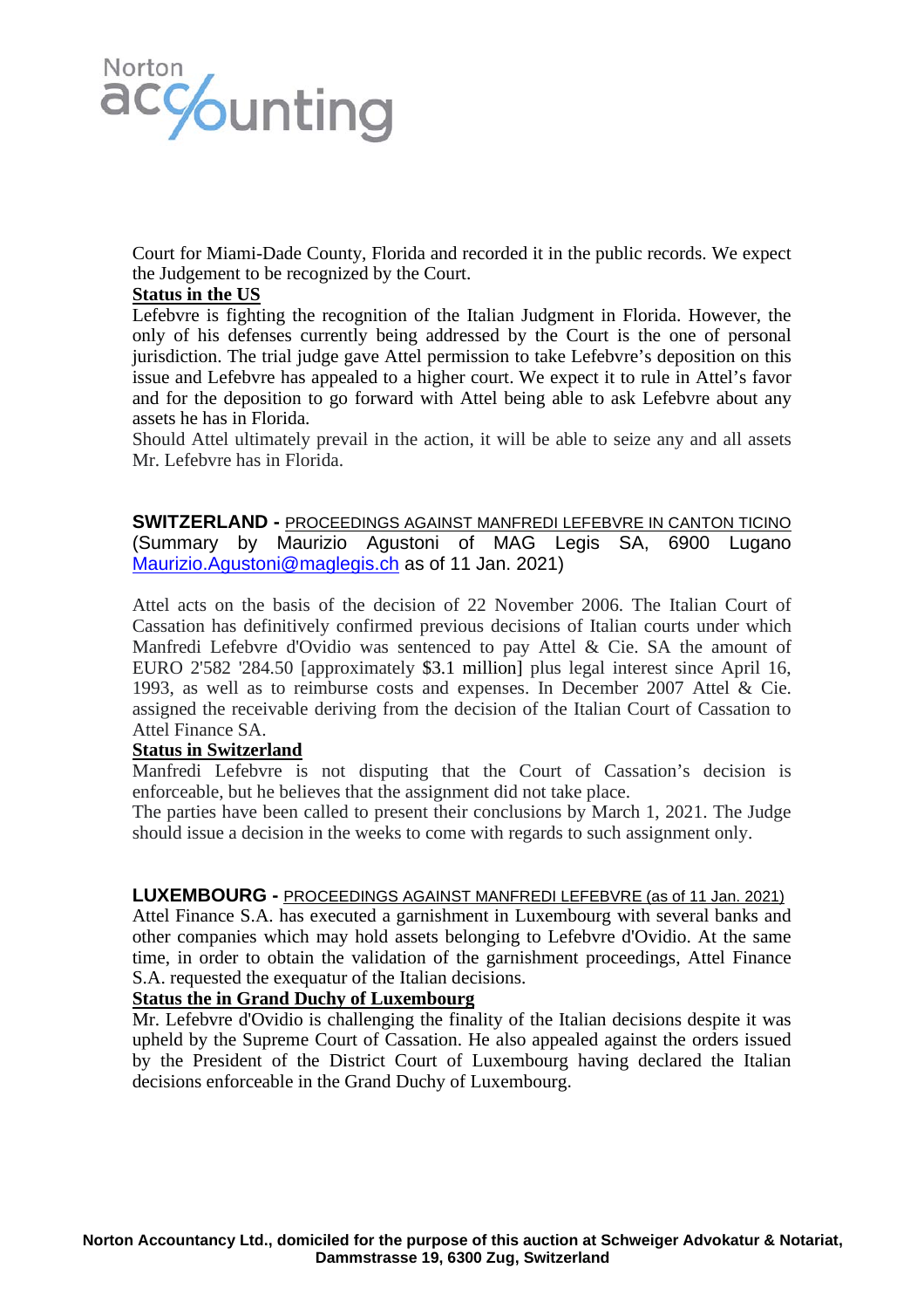Court for Miami-Dade County, Florida and recorded it in the public records. We expect the Judgement to be recognized by the Court.

**Status in the US**

Lefebvre is fighting the recognition of the Italian Judgment in Florida. However, the only of his defenses currently being addressed by the Court is the one of personal jurisdiction. The trial judge gave Attel permission to take Lefebvre's deposition on this issue and Lefebvre has appealed to a higher court. We expect it to rule in Attel's favor and for the deposition to go forward with Attel being able to ask Lefebvre about any assets he has in Florida.

Should Attel ultimately prevail in the action, it will be able to seize any and all assets Mr. Lefebvre has in Florida.

## SWITZERLAND - PROCEEDINGS AGAINST MANFREDI LEFEBVRE IN CANTON TICINO

(Summary by Maurizio Agustoni of MAG Legis SA, 6900 Lugano Maurizio.Agustoni@maglegis.ch as of 11 Jan. 2021)

Attel acts on the basis of the decision of 22 November 2006. The Italian Court of Cassation has definitively confirmed previous decisions of Italian courts under which Manfredi Lefebvre d'Ovidio was sentenced to pay Attel & Cie. SA the amount of EURO 2'582 '284.50 [approximately $3.1 million] plus legal interest since April 16, 1993, as well as to reimburse costs and expenses. In December 2007 Attel & Cie. assigned the receivable deriving from the decision of the Italian Court of Cassation to Attel Finance SA.

**Status in Switzerland**

Manfredi Lefebvre is not disputing that the Court of Cassation's decision is enforceable, but he believes that the assignment did not take place.

The parties have been called to present their conclusions by March 1, 2021. The Judge should issue a decision in the weeks to come with regards to such assignment only.

## LUXEMBOURG - PROCEEDINGS AGAINST MANFREDI LEFEBVRE (as of 11 Jan. 2021)

Attel Finance S.A. has executed a garnishment in Luxembourg with several banks and other companies which may hold assets belonging to Lefebvre d'Ovidio. At the same time, in order to obtain the validation of the garnishment proceedings, Attel Finance S.A. requested the exequatur of the Italian decisions.

**Status the in Grand Duchy of Luxembourg**

Mr. Lefebvre d'Ovidio is challenging the finality of the Italian decisions despite it was upheld by the Supreme Court of Cassation. He also appealed against the orders issued by the President of the District Court of Luxembourg having declared the Italian decisions enforceable in the Grand Duchy of Luxembourg.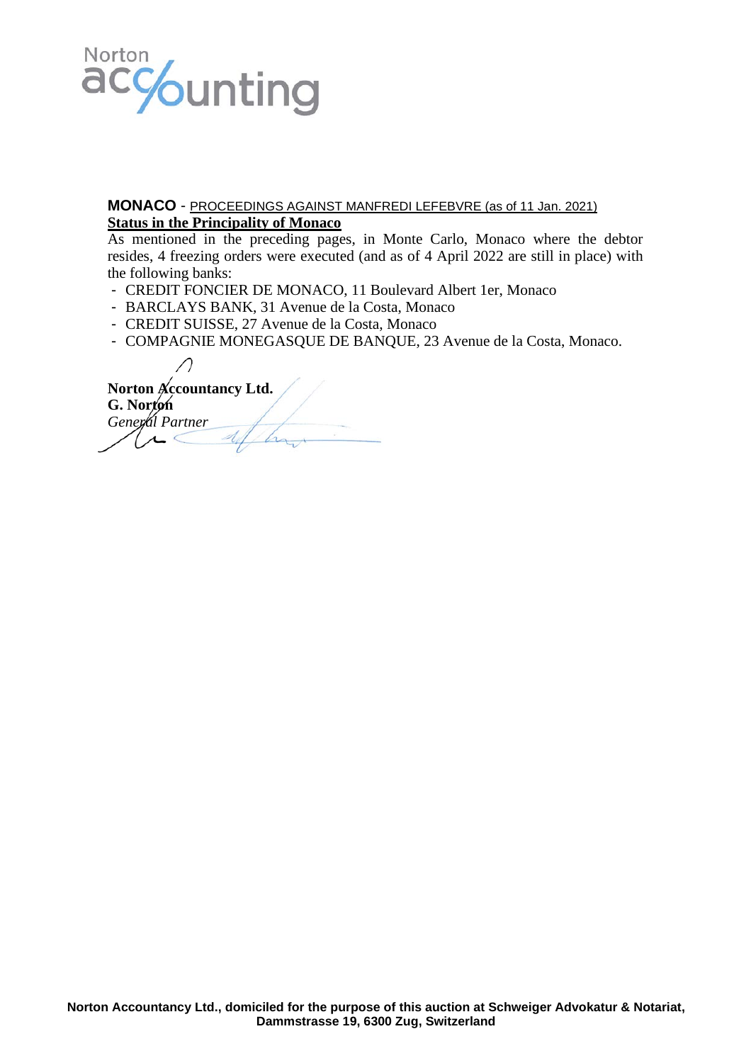**MONACO** - PROCEEDINGS AGAINST MANFREDI LEFEBVRE (as of 11 Jan. 2021)

**Status in the Principality of Monaco**

As mentioned in the preceding pages, in Monte Carlo, Monaco where the debtor resides, 4 freezing orders were executed (and as of 4 April 2022 are still in place) with the following banks:

- CREDIT FONCIER DE MONACO, 11 Boulevard Albert 1er, Monaco
- BARCLAYS BANK, 31 Avenue de la Costa, Monaco
- CREDIT SUISSE, 27 Avenue de la Costa, Monaco
- COMPAGNIE MONEGASQUE DE BANQUE, 23 Avenue de la Costa, Monaco.

**Norton Accountancy Ltd.**
**G. Norton**
*General Partner*

**Norton Accountancy Ltd., domiciled for the purpose of this auction at Schweiger Advokatur & Notariat, Dammstrasse 19, 6300 Zug, Switzerland**